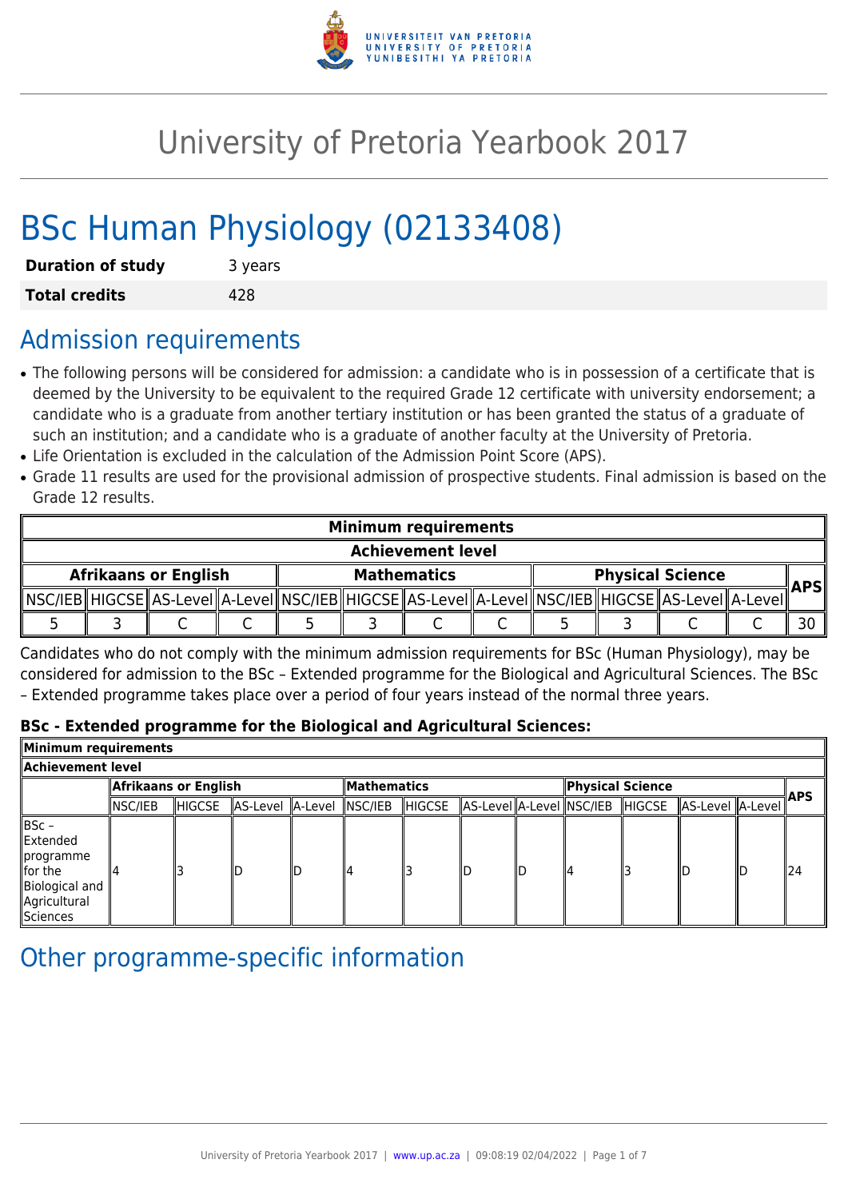# University of Pretoria Yearbook 2017

# BSc Human Physiology (02133408)

| **Duration of study** | 3 years |
|---|---|
| **Total credits** | 428 |

## Admission requirements

- The following persons will be considered for admission: a candidate who is in possession of a certificate that is deemed by the University to be equivalent to the required Grade 12 certificate with university endorsement; a candidate who is a graduate from another tertiary institution or has been granted the status of a graduate of such an institution; and a candidate who is a graduate of another faculty at the University of Pretoria.
- Life Orientation is excluded in the calculation of the Admission Point Score (APS).
- Grade 11 results are used for the provisional admission of prospective students. Final admission is based on the Grade 12 results.

| **Minimum requirements** | | | | | | | | | | | | |
|---|---|---|---|---|---|---|---|---|---|---|---|---|
| **Achievement level** | | | | | | | | | | | | |
| **Afrikaans or English** | | | | **Mathematics** | | | | **Physical Science** | | | | **APS** |
| NSC/IEB | HIGCSE | AS-Level | A-Level | NSC/IEB | HIGCSE | AS-Level | A-Level | NSC/IEB | HIGCSE | AS-Level | A-Level | |
| 5 | 3 | C | C | 5 | 3 | C | C | 5 | 3 | C | C | 30 |

Candidates who do not comply with the minimum admission requirements for BSc (Human Physiology), may be considered for admission to the BSc – Extended programme for the Biological and Agricultural Sciences. The BSc – Extended programme takes place over a period of four years instead of the normal three years.

**BSc - Extended programme for the Biological and Agricultural Sciences:**

| **Minimum requirements** | | | | | | | | | | | | | |
|---|---|---|---|---|---|---|---|---|---|---|---|---|---|
| **Achievement level** | | | | | | | | | | | | | |
| | **Afrikaans or English** | | | | **Mathematics** | | | | **Physical Science** | | | | **APS** |
| | NSC/IEB | HIGCSE | AS-Level | A-Level | NSC/IEB | HIGCSE | AS-Level | A-Level | NSC/IEB | HIGCSE | AS-Level | A-Level | |
| BSc – Extended programme for the Biological and Agricultural Sciences | 4 | 3 | D | D | 4 | 3 | D | D | 4 | 3 | D | D | 24 |

## Other programme-specific information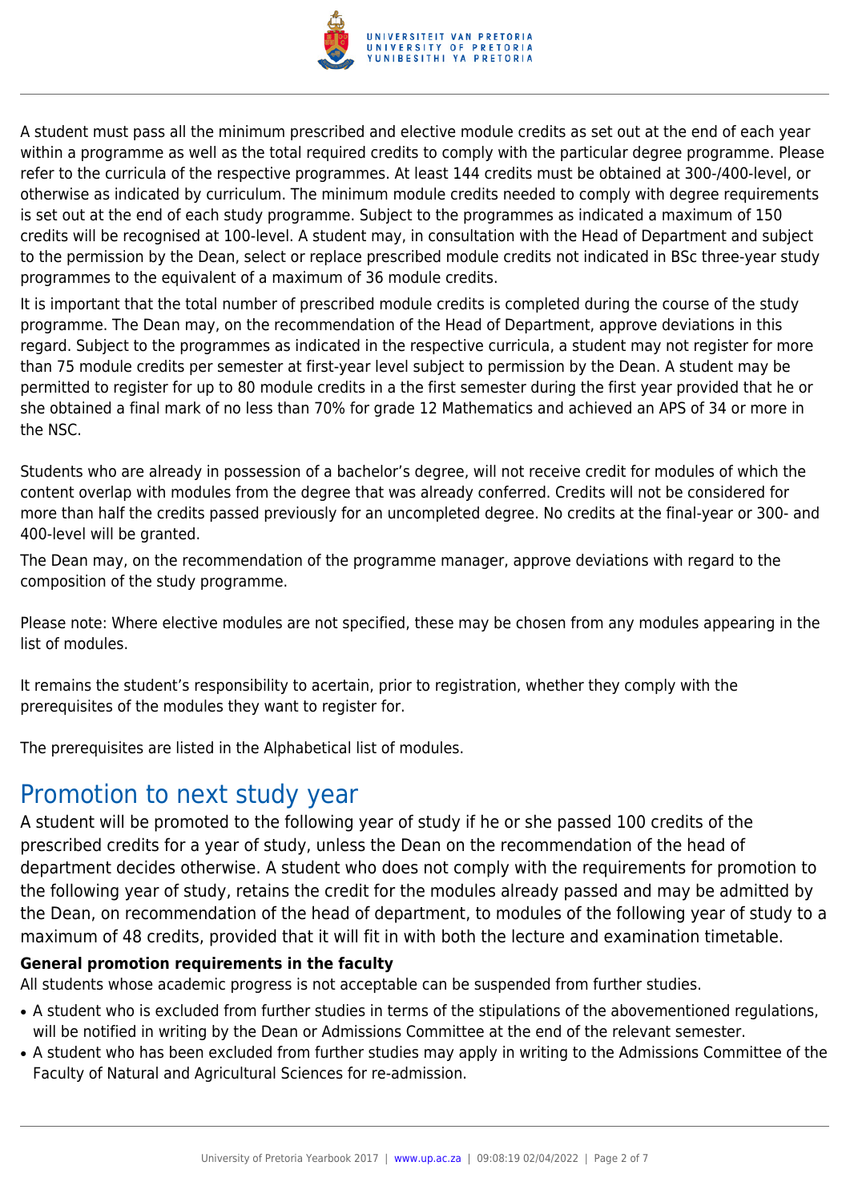A student must pass all the minimum prescribed and elective module credits as set out at the end of each year within a programme as well as the total required credits to comply with the particular degree programme. Please refer to the curricula of the respective programmes. At least 144 credits must be obtained at 300-/400-level, or otherwise as indicated by curriculum. The minimum module credits needed to comply with degree requirements is set out at the end of each study programme. Subject to the programmes as indicated a maximum of 150 credits will be recognised at 100-level. A student may, in consultation with the Head of Department and subject to the permission by the Dean, select or replace prescribed module credits not indicated in BSc three-year study programmes to the equivalent of a maximum of 36 module credits.

It is important that the total number of prescribed module credits is completed during the course of the study programme. The Dean may, on the recommendation of the Head of Department, approve deviations in this regard. Subject to the programmes as indicated in the respective curricula, a student may not register for more than 75 module credits per semester at first-year level subject to permission by the Dean. A student may be permitted to register for up to 80 module credits in a the first semester during the first year provided that he or she obtained a final mark of no less than 70% for grade 12 Mathematics and achieved an APS of 34 or more in the NSC.

Students who are already in possession of a bachelor's degree, will not receive credit for modules of which the content overlap with modules from the degree that was already conferred. Credits will not be considered for more than half the credits passed previously for an uncompleted degree. No credits at the final-year or 300- and 400-level will be granted.

The Dean may, on the recommendation of the programme manager, approve deviations with regard to the composition of the study programme.

Please note: Where elective modules are not specified, these may be chosen from any modules appearing in the list of modules.

It remains the student's responsibility to acertain, prior to registration, whether they comply with the prerequisites of the modules they want to register for.

The prerequisites are listed in the Alphabetical list of modules.

# Promotion to next study year

A student will be promoted to the following year of study if he or she passed 100 credits of the prescribed credits for a year of study, unless the Dean on the recommendation of the head of department decides otherwise. A student who does not comply with the requirements for promotion to the following year of study, retains the credit for the modules already passed and may be admitted by the Dean, on recommendation of the head of department, to modules of the following year of study to a maximum of 48 credits, provided that it will fit in with both the lecture and examination timetable.

**General promotion requirements in the faculty**

All students whose academic progress is not acceptable can be suspended from further studies.

- A student who is excluded from further studies in terms of the stipulations of the abovementioned regulations, will be notified in writing by the Dean or Admissions Committee at the end of the relevant semester.
- A student who has been excluded from further studies may apply in writing to the Admissions Committee of the Faculty of Natural and Agricultural Sciences for re-admission.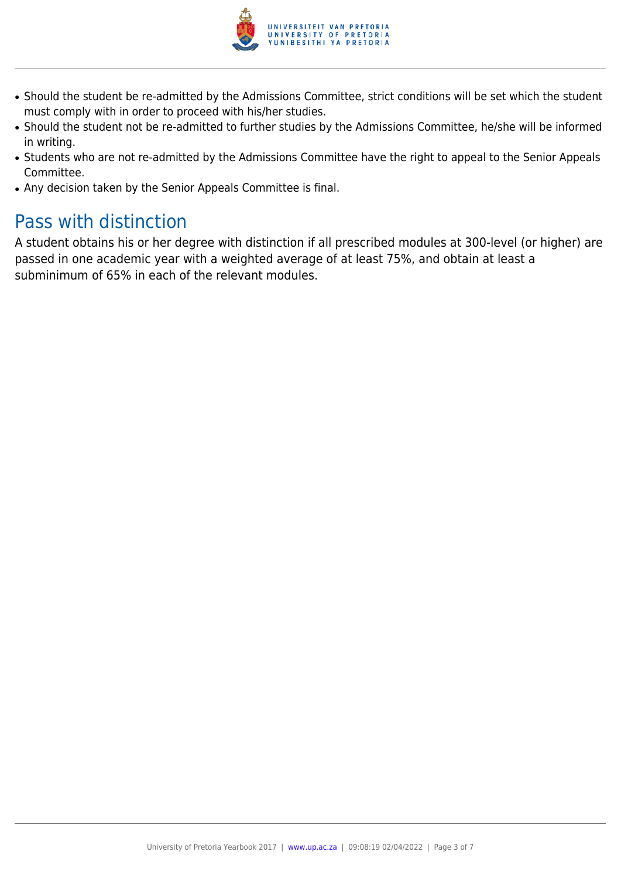- Should the student be re-admitted by the Admissions Committee, strict conditions will be set which the student must comply with in order to proceed with his/her studies.
- Should the student not be re-admitted to further studies by the Admissions Committee, he/she will be informed in writing.
- Students who are not re-admitted by the Admissions Committee have the right to appeal to the Senior Appeals Committee.
- Any decision taken by the Senior Appeals Committee is final.

## Pass with distinction

A student obtains his or her degree with distinction if all prescribed modules at 300-level (or higher) are passed in one academic year with a weighted average of at least 75%, and obtain at least a subminimum of 65% in each of the relevant modules.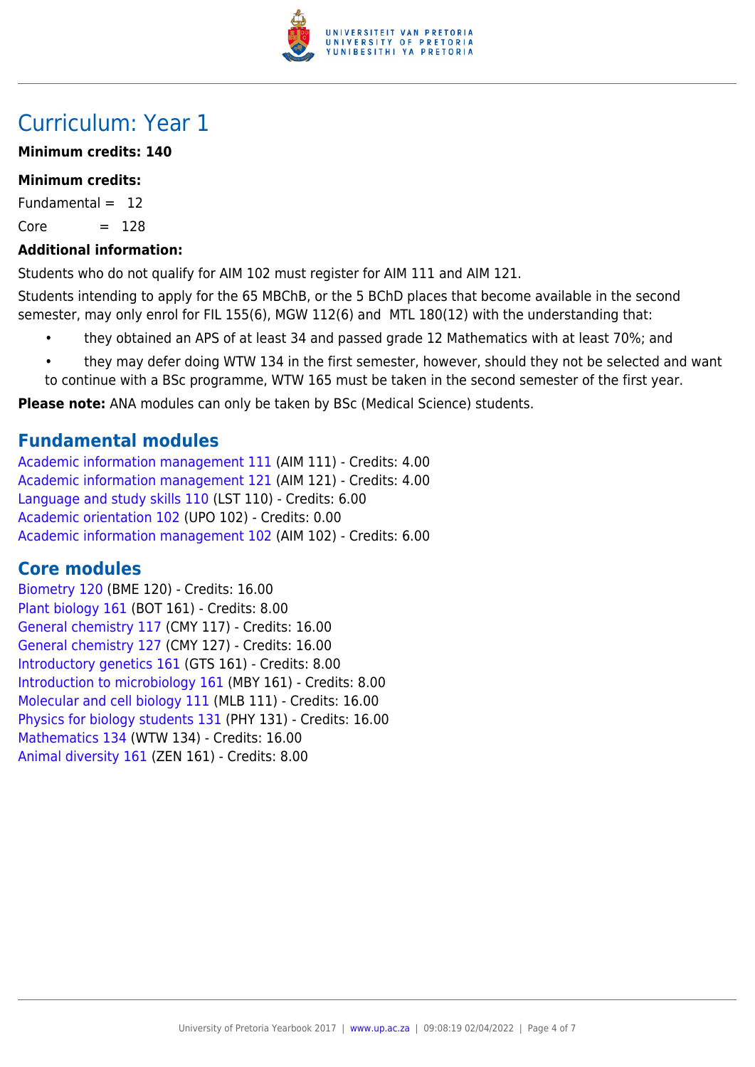# Curriculum: Year 1

**Minimum credits: 140**

**Minimum credits:**

Fundamental = 12

Core = 128

**Additional information:**

Students who do not qualify for AIM 102 must register for AIM 111 and AIM 121.

Students intending to apply for the 65 MBChB, or the 5 BChD places that become available in the second semester, may only enrol for FIL 155(6), MGW 112(6) and MTL 180(12) with the understanding that:

- they obtained an APS of at least 34 and passed grade 12 Mathematics with at least 70%; and
- they may defer doing WTW 134 in the first semester, however, should they not be selected and want to continue with a BSc programme, WTW 165 must be taken in the second semester of the first year.

**Please note:** ANA modules can only be taken by BSc (Medical Science) students.

## Fundamental modules

Academic information management 111 (AIM 111) - Credits: 4.00
Academic information management 121 (AIM 121) - Credits: 4.00
Language and study skills 110 (LST 110) - Credits: 6.00
Academic orientation 102 (UPO 102) - Credits: 0.00
Academic information management 102 (AIM 102) - Credits: 6.00

## Core modules

Biometry 120 (BME 120) - Credits: 16.00
Plant biology 161 (BOT 161) - Credits: 8.00
General chemistry 117 (CMY 117) - Credits: 16.00
General chemistry 127 (CMY 127) - Credits: 16.00
Introductory genetics 161 (GTS 161) - Credits: 8.00
Introduction to microbiology 161 (MBY 161) - Credits: 8.00
Molecular and cell biology 111 (MLB 111) - Credits: 16.00
Physics for biology students 131 (PHY 131) - Credits: 16.00
Mathematics 134 (WTW 134) - Credits: 16.00
Animal diversity 161 (ZEN 161) - Credits: 8.00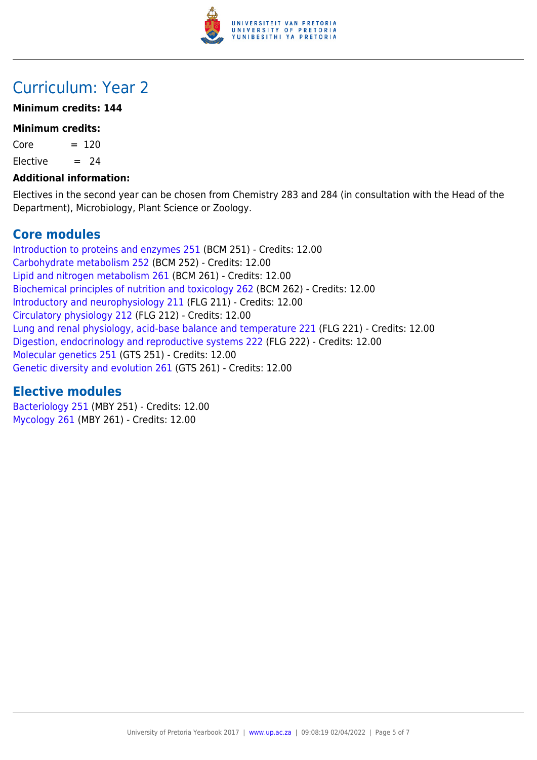# Curriculum: Year 2

**Minimum credits: 144**

**Minimum credits:**

Core = 120

Elective = 24

**Additional information:**

Electives in the second year can be chosen from Chemistry 283 and 284 (in consultation with the Head of the Department), Microbiology, Plant Science or Zoology.

## Core modules

Introduction to proteins and enzymes 251 (BCM 251) - Credits: 12.00
Carbohydrate metabolism 252 (BCM 252) - Credits: 12.00
Lipid and nitrogen metabolism 261 (BCM 261) - Credits: 12.00
Biochemical principles of nutrition and toxicology 262 (BCM 262) - Credits: 12.00
Introductory and neurophysiology 211 (FLG 211) - Credits: 12.00
Circulatory physiology 212 (FLG 212) - Credits: 12.00
Lung and renal physiology, acid-base balance and temperature 221 (FLG 221) - Credits: 12.00
Digestion, endocrinology and reproductive systems 222 (FLG 222) - Credits: 12.00
Molecular genetics 251 (GTS 251) - Credits: 12.00
Genetic diversity and evolution 261 (GTS 261) - Credits: 12.00

## Elective modules

Bacteriology 251 (MBY 251) - Credits: 12.00
Mycology 261 (MBY 261) - Credits: 12.00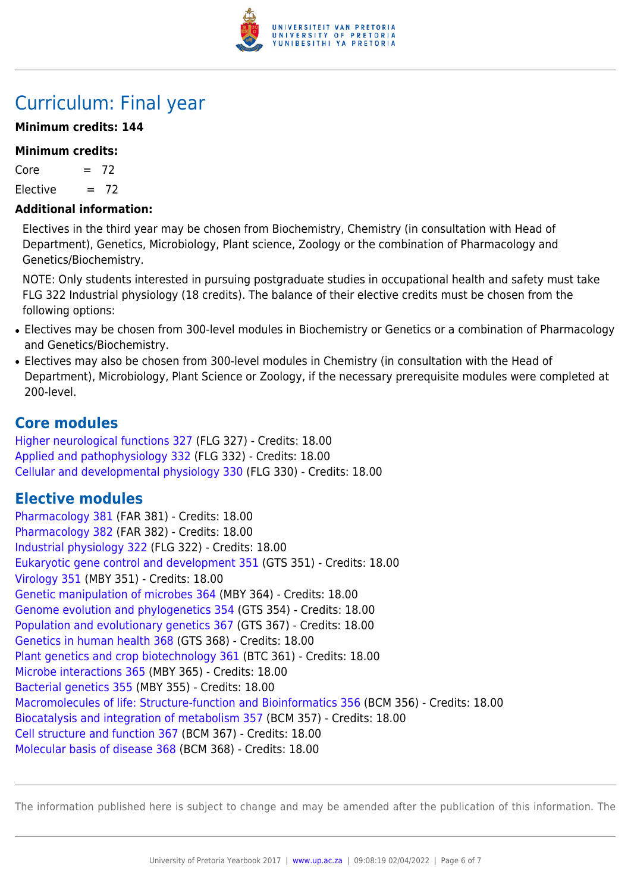# Curriculum: Final year

**Minimum credits: 144**

**Minimum credits:**

Core = 72

Elective = 72

**Additional information:**

Electives in the third year may be chosen from Biochemistry, Chemistry (in consultation with Head of Department), Genetics, Microbiology, Plant science, Zoology or the combination of Pharmacology and Genetics/Biochemistry.

NOTE: Only students interested in pursuing postgraduate studies in occupational health and safety must take FLG 322 Industrial physiology (18 credits). The balance of their elective credits must be chosen from the following options:

- Electives may be chosen from 300-level modules in Biochemistry or Genetics or a combination of Pharmacology and Genetics/Biochemistry.
- Electives may also be chosen from 300-level modules in Chemistry (in consultation with the Head of Department), Microbiology, Plant Science or Zoology, if the necessary prerequisite modules were completed at 200-level.

## Core modules

Higher neurological functions 327 (FLG 327) - Credits: 18.00
Applied and pathophysiology 332 (FLG 332) - Credits: 18.00
Cellular and developmental physiology 330 (FLG 330) - Credits: 18.00

## Elective modules

Pharmacology 381 (FAR 381) - Credits: 18.00
Pharmacology 382 (FAR 382) - Credits: 18.00
Industrial physiology 322 (FLG 322) - Credits: 18.00
Eukaryotic gene control and development 351 (GTS 351) - Credits: 18.00
Virology 351 (MBY 351) - Credits: 18.00
Genetic manipulation of microbes 364 (MBY 364) - Credits: 18.00
Genome evolution and phylogenetics 354 (GTS 354) - Credits: 18.00
Population and evolutionary genetics 367 (GTS 367) - Credits: 18.00
Genetics in human health 368 (GTS 368) - Credits: 18.00
Plant genetics and crop biotechnology 361 (BTC 361) - Credits: 18.00
Microbe interactions 365 (MBY 365) - Credits: 18.00
Bacterial genetics 355 (MBY 355) - Credits: 18.00
Macromolecules of life: Structure-function and Bioinformatics 356 (BCM 356) - Credits: 18.00
Biocatalysis and integration of metabolism 357 (BCM 357) - Credits: 18.00
Cell structure and function 367 (BCM 367) - Credits: 18.00
Molecular basis of disease 368 (BCM 368) - Credits: 18.00

The information published here is subject to change and may be amended after the publication of this information. The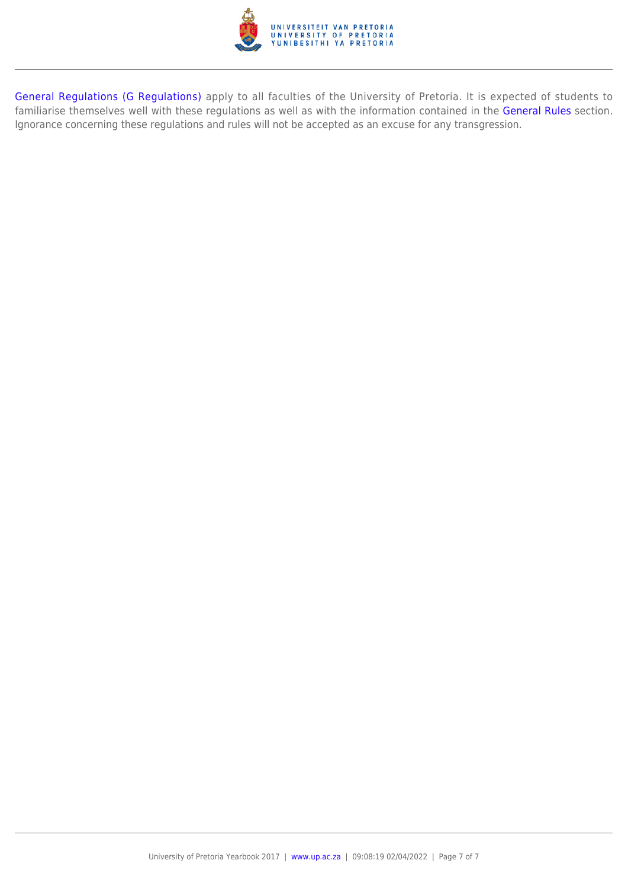General Regulations (G Regulations) apply to all faculties of the University of Pretoria. It is expected of students to familiarise themselves well with these regulations as well as with the information contained in the General Rules section. Ignorance concerning these regulations and rules will not be accepted as an excuse for any transgression.